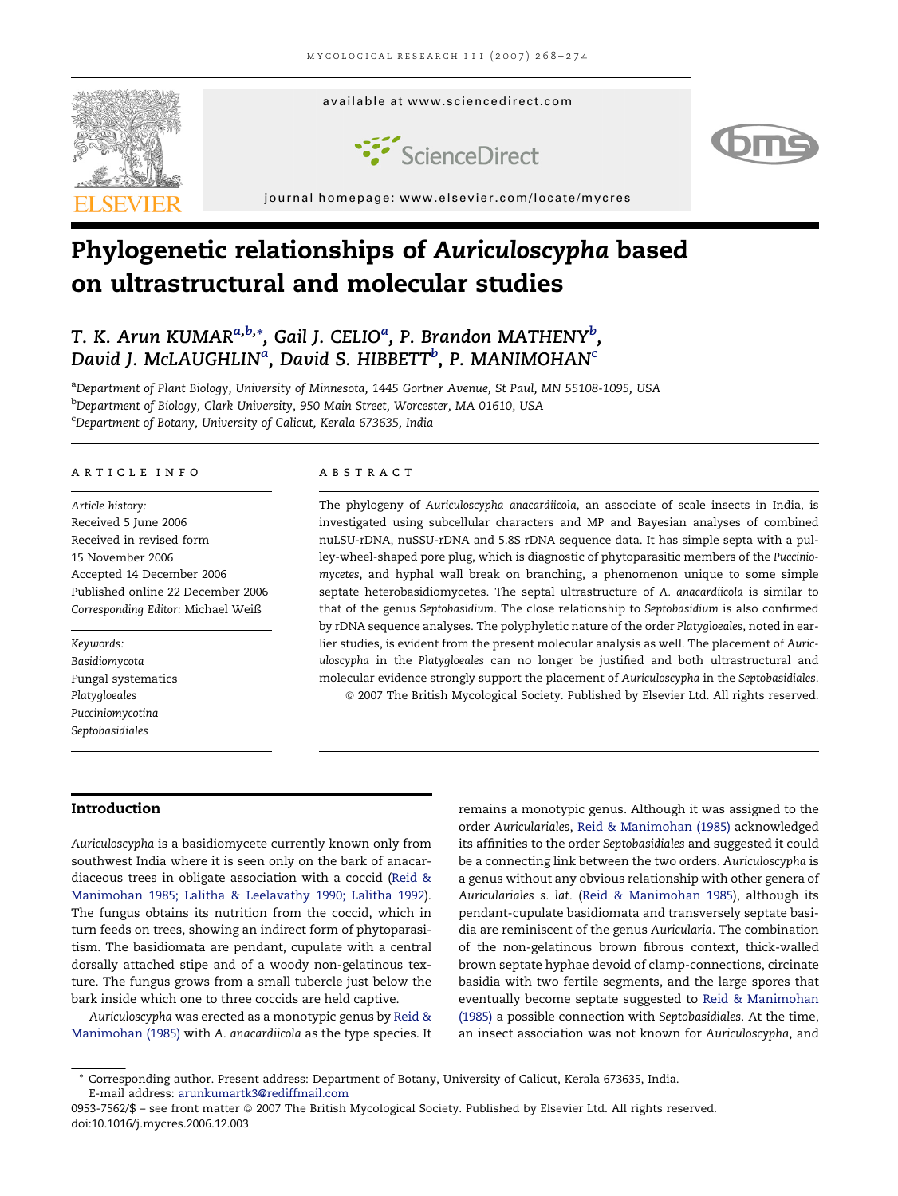# Phylogenetic relationships of *Auriculoscypha* based on ultrastructural and molecular studies

T. K. Arun KUMAR[a,b,*], Gail J. CELIO[a], P. Brandon MATHENY[b], David J. McLAUGHLIN[a], David S. HIBBETT[b], P. MANIMOHAN[c]

[a]*Department of Plant Biology, University of Minnesota, 1445 Gortner Avenue, St Paul, MN 55108-1095, USA*
[b]*Department of Biology, Clark University, 950 Main Street, Worcester, MA 01610, USA*
[c]*Department of Botany, University of Calicut, Kerala 673635, India*

## ARTICLE INFO

*Article history:*
Received 5 June 2006
Received in revised form 15 November 2006
Accepted 14 December 2006
Published online 22 December 2006
*Corresponding Editor:* Michael Weiß

*Keywords:*
Basidiomycota
Fungal systematics
*Platygloeales*
*Pucciniomycotina*
*Septobasidiales*

## ABSTRACT

The phylogeny of *Auriculoscypha anacardiicola*, an associate of scale insects in India, is investigated using subcellular characters and MP and Bayesian analyses of combined nuLSU-rDNA, nuSSU-rDNA and 5.8S rDNA sequence data. It has simple septa with a pulley-wheel-shaped pore plug, which is diagnostic of phytoparasitic members of the *Pucciniomycetes*, and hyphal wall break on branching, a phenomenon unique to some simple septate heterobasidiomycetes. The septal ultrastructure of *A. anacardiicola* is similar to that of the genus *Septobasidium*. The close relationship to *Septobasidium* is also confirmed by rDNA sequence analyses. The polyphyletic nature of the order *Platygloeales*, noted in earlier studies, is evident from the present molecular analysis as well. The placement of *Auriculoscypha* in the *Platygloeales* can no longer be justified and both ultrastructural and molecular evidence strongly support the placement of *Auriculoscypha* in the *Septobasidiales*.

© 2007 The British Mycological Society. Published by Elsevier Ltd. All rights reserved.

## Introduction

*Auriculoscypha* is a basidiomycete currently known only from southwest India where it is seen only on the bark of anacardiaceous trees in obligate association with a coccid (Reid & Manimohan 1985; Lalitha & Leelavathy 1990; Lalitha 1992). The fungus obtains its nutrition from the coccid, which in turn feeds on trees, showing an indirect form of phytoparasitism. The basidiomata are pendant, cupulate with a central dorsally attached stipe and of a woody non-gelatinous texture. The fungus grows from a small tubercle just below the bark inside which one to three coccids are held captive.

*Auriculoscypha* was erected as a monotypic genus by Reid & Manimohan (1985) with *A. anacardiicola* as the type species. It remains a monotypic genus. Although it was assigned to the order *Auriculariales*, Reid & Manimohan (1985) acknowledged its affinities to the order *Septobasidiales* and suggested it could be a connecting link between the two orders. *Auriculoscypha* is a genus without any obvious relationship with other genera of *Auriculariales s. lat.* (Reid & Manimohan 1985), although its pendant-cupulate basidiomata and transversely septate basidia are reminiscent of the genus *Auricularia*. The combination of the non-gelatinous brown fibrous context, thick-walled brown septate hyphae devoid of clamp-connections, circinate basidia with two fertile segments, and the large spores that eventually become septate suggested to Reid & Manimohan (1985) a possible connection with *Septobasidiales*. At the time, an insect association was not known for *Auriculoscypha*, and

\* Corresponding author. Present address: Department of Botany, University of Calicut, Kerala 673635, India.
E-mail address: arunkumartk3@rediffmail.com

0953-7562/$ – see front matter © 2007 The British Mycological Society. Published by Elsevier Ltd. All rights reserved.
doi:10.1016/j.mycres.2006.12.003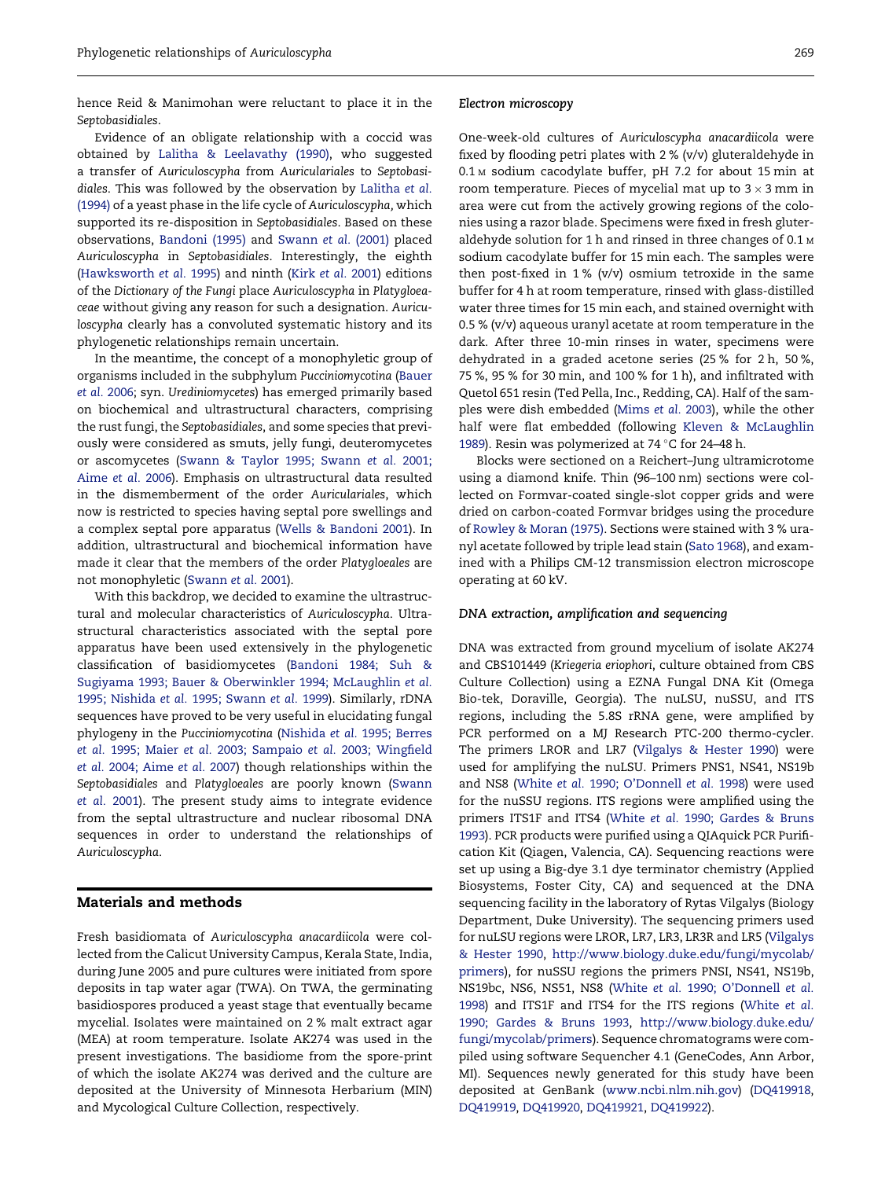hence Reid & Manimohan were reluctant to place it in the *Septobasidiales*.

Evidence of an obligate relationship with a coccid was obtained by Lalitha & Leelavathy (1990), who suggested a transfer of *Auriculoscypha* from *Auriculariales* to *Septobasidiales*. This was followed by the observation by Lalitha *et al.* (1994) of a yeast phase in the life cycle of *Auriculoscypha*, which supported its re-disposition in *Septobasidiales*. Based on these observations, Bandoni (1995) and Swann *et al.* (2001) placed *Auriculoscypha* in *Septobasidiales*. Interestingly, the eighth (Hawksworth *et al.* 1995) and ninth (Kirk *et al.* 2001) editions of the *Dictionary of the Fungi* place *Auriculoscypha* in *Platygloeaceae* without giving any reason for such a designation. *Auriculoscypha* clearly has a convoluted systematic history and its phylogenetic relationships remain uncertain.

In the meantime, the concept of a monophyletic group of organisms included in the subphylum *Pucciniomycotina* (Bauer *et al.* 2006; syn. *Urediniomycetes*) has emerged primarily based on biochemical and ultrastructural characters, comprising the rust fungi, the *Septobasidiales*, and some species that previously were considered as smuts, jelly fungi, deuteromycetes or ascomycetes (Swann & Taylor 1995; Swann *et al.* 2001; Aime *et al.* 2006). Emphasis on ultrastructural data resulted in the dismemberment of the order *Auriculariales*, which now is restricted to species having septal pore swellings and a complex septal pore apparatus (Wells & Bandoni 2001). In addition, ultrastructural and biochemical information have made it clear that the members of the order *Platygloeales* are not monophyletic (Swann *et al.* 2001).

With this backdrop, we decided to examine the ultrastructural and molecular characteristics of *Auriculoscypha*. Ultrastructural characteristics associated with the septal pore apparatus have been used extensively in the phylogenetic classification of basidiomycetes (Bandoni 1984; Suh & Sugiyama 1993; Bauer & Oberwinkler 1994; McLaughlin *et al.* 1995; Nishida *et al.* 1995; Swann *et al.* 1999). Similarly, rDNA sequences have proved to be very useful in elucidating fungal phylogeny in the *Pucciniomycotina* (Nishida *et al.* 1995; Berres *et al.* 1995; Maier *et al.* 2003; Sampaio *et al.* 2003; Wingfield *et al.* 2004; Aime *et al.* 2007) though relationships within the *Septobasidiales* and *Platygloeales* are poorly known (Swann *et al.* 2001). The present study aims to integrate evidence from the septal ultrastructure and nuclear ribosomal DNA sequences in order to understand the relationships of *Auriculoscypha*.

## Materials and methods

Fresh basidiomata of *Auriculoscypha anacardiicola* were collected from the Calicut University Campus, Kerala State, India, during June 2005 and pure cultures were initiated from spore deposits in tap water agar (TWA). On TWA, the germinating basidiospores produced a yeast stage that eventually became mycelial. Isolates were maintained on 2 % malt extract agar (MEA) at room temperature. Isolate AK274 was used in the present investigations. The basidiome from the spore-print of which the isolate AK274 was derived and the culture are deposited at the University of Minnesota Herbarium (MIN) and Mycological Culture Collection, respectively.

### Electron microscopy

One-week-old cultures of *Auriculoscypha anacardiicola* were fixed by flooding petri plates with 2 % (v/v) gluteraldehyde in 0.1 M sodium cacodylate buffer, pH 7.2 for about 15 min at room temperature. Pieces of mycelial mat up to $3 \times 3$ mm in area were cut from the actively growing regions of the colonies using a razor blade. Specimens were fixed in fresh gluteraldehyde solution for 1 h and rinsed in three changes of 0.1 M sodium cacodylate buffer for 15 min each. The samples were then post-fixed in 1 % (v/v) osmium tetroxide in the same buffer for 4 h at room temperature, rinsed with glass-distilled water three times for 15 min each, and stained overnight with 0.5 % (v/v) aqueous uranyl acetate at room temperature in the dark. After three 10-min rinses in water, specimens were dehydrated in a graded acetone series (25 % for 2 h, 50 %, 75 %, 95 % for 30 min, and 100 % for 1 h), and infiltrated with Quetol 651 resin (Ted Pella, Inc., Redding, CA). Half of the samples were dish embedded (Mims *et al.* 2003), while the other half were flat embedded (following Kleven & McLaughlin 1989). Resin was polymerized at 74 °C for 24–48 h.

Blocks were sectioned on a Reichert–Jung ultramicrotome using a diamond knife. Thin (96–100 nm) sections were collected on Formvar-coated single-slot copper grids and were dried on carbon-coated Formvar bridges using the procedure of Rowley & Moran (1975). Sections were stained with 3 % uranyl acetate followed by triple lead stain (Sato 1968), and examined with a Philips CM-12 transmission electron microscope operating at 60 kV.

### DNA extraction, amplification and sequencing

DNA was extracted from ground mycelium of isolate AK274 and CBS101449 (*Kriegeria eriophori*, culture obtained from CBS Culture Collection) using a EZNA Fungal DNA Kit (Omega Bio-tek, Doraville, Georgia). The nuLSU, nuSSU, and ITS regions, including the 5.8S rRNA gene, were amplified by PCR performed on a MJ Research PTC-200 thermo-cycler. The primers LROR and LR7 (Vilgalys & Hester 1990) were used for amplifying the nuLSU. Primers PNS1, NS41, NS19b and NS8 (White *et al.* 1990; O'Donnell *et al.* 1998) were used for the nuSSU regions. ITS regions were amplified using the primers ITS1F and ITS4 (White *et al.* 1990; Gardes & Bruns 1993). PCR products were purified using a QIAquick PCR Purification Kit (Qiagen, Valencia, CA). Sequencing reactions were set up using a Big-dye 3.1 dye terminator chemistry (Applied Biosystems, Foster City, CA) and sequenced at the DNA sequencing facility in the laboratory of Rytas Vilgalys (Biology Department, Duke University). The sequencing primers used for nuLSU regions were LROR, LR7, LR3, LR3R and LR5 (Vilgalys & Hester 1990, http://www.biology.duke.edu/fungi/mycolab/primers), for nuSSU regions the primers PNSI, NS41, NS19b, NS19bc, NS6, NS51, NS8 (White *et al.* 1990; O'Donnell *et al.* 1998) and ITS1F and ITS4 for the ITS regions (White *et al.* 1990; Gardes & Bruns 1993, http://www.biology.duke.edu/fungi/mycolab/primers). Sequence chromatograms were compiled using software Sequencher 4.1 (GeneCodes, Ann Arbor, MI). Sequences newly generated for this study have been deposited at GenBank (www.ncbi.nlm.nih.gov) (DQ419918, DQ419919, DQ419920, DQ419921, DQ419922).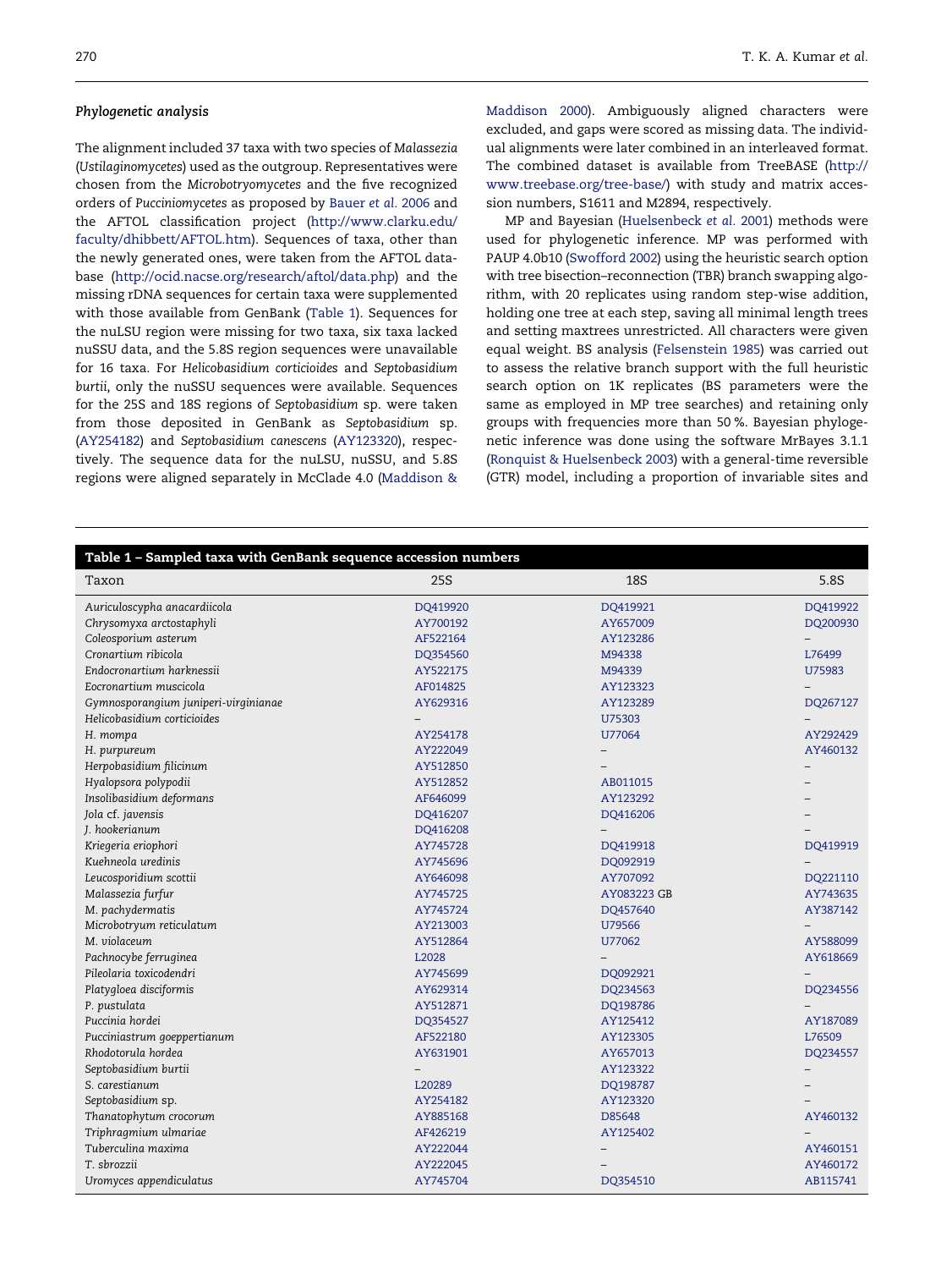### *Phylogenetic analysis*

The alignment included 37 taxa with two species of *Malassezia* (*Ustilaginomycetes*) used as the outgroup. Representatives were chosen from the *Microbotryomycetes* and the five recognized orders of *Pucciniomycetes* as proposed by Bauer *et al.* 2006 and the AFTOL classification project (http://www.clarku.edu/faculty/dhibbett/AFTOL.htm). Sequences of taxa, other than the newly generated ones, were taken from the AFTOL database (http://ocid.nacse.org/research/aftol/data.php) and the missing rDNA sequences for certain taxa were supplemented with those available from GenBank (Table 1). Sequences for the nuLSU region were missing for two taxa, six taxa lacked nuSSU data, and the 5.8S region sequences were unavailable for 16 taxa. For *Helicobasidium corticioides* and *Septobasidium burtii*, only the nuSSU sequences were available. Sequences for the 25S and 18S regions of *Septobasidium* sp. were taken from those deposited in GenBank as *Septobasidium* sp. (AY254182) and *Septobasidium canescens* (AY123320), respectively. The sequence data for the nuLSU, nuSSU, and 5.8S regions were aligned separately in McClade 4.0 (Maddison & Maddison 2000). Ambiguously aligned characters were excluded, and gaps were scored as missing data. The individual alignments were later combined in an interleaved format. The combined dataset is available from TreeBASE (http://www.treebase.org/tree-base/) with study and matrix accession numbers, S1611 and M2894, respectively.

MP and Bayesian (Huelsenbeck *et al.* 2001) methods were used for phylogenetic inference. MP was performed with PAUP 4.0b10 (Swofford 2002) using the heuristic search option with tree bisection–reconnection (TBR) branch swapping algorithm, with 20 replicates using random step-wise addition, holding one tree at each step, saving all minimal length trees and setting maxtrees unrestricted. All characters were given equal weight. BS analysis (Felsenstein 1985) was carried out to assess the relative branch support with the full heuristic search option on 1K replicates (BS parameters were the same as employed in MP tree searches) and retaining only groups with frequencies more than 50 %. Bayesian phylogenetic inference was done using the software MrBayes 3.1.1 (Ronquist & Huelsenbeck 2003) with a general-time reversible (GTR) model, including a proportion of invariable sites and

**Table 1 – Sampled taxa with GenBank sequence accession numbers**

| Taxon | 25S | 18S | 5.8S |
|---|---|---|---|
| *Auriculoscypha anacardiicola* | DQ419920 | DQ419921 | DQ419922 |
| *Chrysomyxa arctostaphyli* | AY700192 | AY657009 | DQ200930 |
| *Coleosporium asterum* | AF522164 | AY123286 | – |
| *Cronartium ribicola* | DQ354560 | M94338 | L76499 |
| *Endocronartium harknessii* | AY522175 | M94339 | U75983 |
| *Eocronartium muscicola* | AF014825 | AY123323 | – |
| *Gymnosporangium juniperi-virginianae* | AY629316 | AY123289 | DQ267127 |
| *Helicobasidium corticioides* | – | U75303 | – |
| *H. mompa* | AY254178 | U77064 | AY292429 |
| *H. purpureum* | AY222049 | – | AY460132 |
| *Herpobasidium filicinum* | AY512850 | – | – |
| *Hyalopsora polypodii* | AY512852 | AB011015 | – |
| *Insolibasidium deformans* | AF646099 | AY123292 | – |
| *Jola* cf. *javensis* | DQ416207 | DQ416206 | – |
| *J. hookerianum* | DQ416208 | – | – |
| *Kriegeria eriophori* | AY745728 | DQ419918 | DQ419919 |
| *Kuehneola uredinis* | AY745696 | DQ092919 | – |
| *Leucosporidium scottii* | AY646098 | AY707092 | DQ221110 |
| *Malassezia furfur* | AY745725 | AY083223 GB | AY743635 |
| *M. pachydermatis* | AY745724 | DQ457640 | AY387142 |
| *Microbotryum reticulatum* | AY213003 | U79566 | – |
| *M. violaceum* | AY512864 | U77062 | AY588099 |
| *Pachnocybe ferruginea* | L2028 | – | AY618669 |
| *Pileolaria toxicodendri* | AY745699 | DQ092921 | – |
| *Platygloea disciformis* | AY629314 | DQ234563 | DQ234556 |
| *P. pustulata* | AY512871 | DQ198786 | – |
| *Puccinia hordei* | DQ354527 | AY125412 | AY187089 |
| *Pucciniastrum goeppertianum* | AF522180 | AY123305 | L76509 |
| *Rhodotorula hordea* | AY631901 | AY657013 | DQ234557 |
| *Septobasidium burtii* | – | AY123322 | – |
| *S. carestianum* | L20289 | DQ198787 | – |
| *Septobasidium* sp. | AY254182 | AY123320 | – |
| *Thanatophytum crocorum* | AY885168 | D85648 | AY460132 |
| *Triphragmium ulmariae* | AF426219 | AY125402 | – |
| *Tuberculina maxima* | AY222044 | – | AY460151 |
| *T. sbrozzii* | AY222045 | – | AY460172 |
| *Uromyces appendiculatus* | AY745704 | DQ354510 | AB115741 |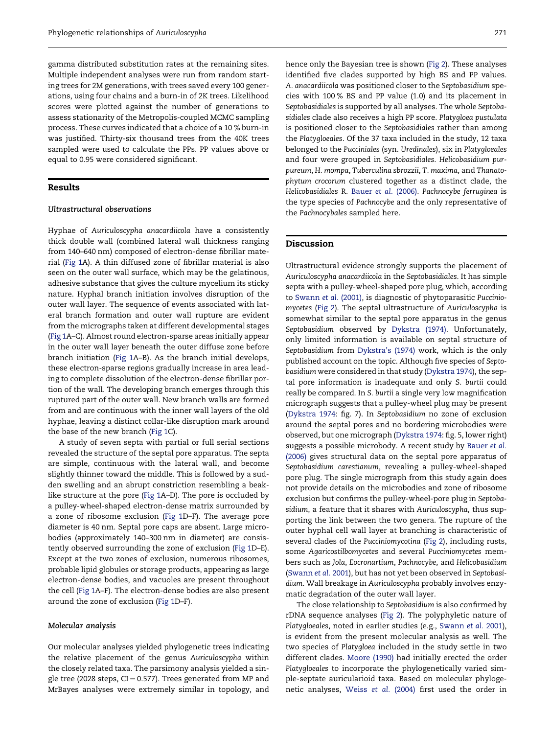gamma distributed substitution rates at the remaining sites. Multiple independent analyses were run from random starting trees for 2M generations, with trees saved every 100 generations, using four chains and a burn-in of 2K trees. Likelihood scores were plotted against the number of generations to assess stationarity of the Metropolis-coupled MCMC sampling process. These curves indicated that a choice of a 10 % burn-in was justified. Thirty-six thousand trees from the 40K trees sampled were used to calculate the PPs. PP values above or equal to 0.95 were considered significant.

## Results

### Ultrastructural observations

Hyphae of *Auriculoscypha anacardiicola* have a consistently thick double wall (combined lateral wall thickness ranging from 140–640 nm) composed of electron-dense fibrillar material (Fig 1A). A thin diffused zone of fibrillar material is also seen on the outer wall surface, which may be the gelatinous, adhesive substance that gives the culture mycelium its sticky nature. Hyphal branch initiation involves disruption of the outer wall layer. The sequence of events associated with lateral branch formation and outer wall rupture are evident from the micrographs taken at different developmental stages (Fig 1A–C). Almost round electron-sparse areas initially appear in the outer wall layer beneath the outer diffuse zone before branch initiation (Fig 1A–B). As the branch initial develops, these electron-sparse regions gradually increase in area leading to complete dissolution of the electron-dense fibrillar portion of the wall. The developing branch emerges through this ruptured part of the outer wall. New branch walls are formed from and are continuous with the inner wall layers of the old hyphae, leaving a distinct collar-like disruption mark around the base of the new branch (Fig 1C).

A study of seven septa with partial or full serial sections revealed the structure of the septal pore apparatus. The septa are simple, continuous with the lateral wall, and become slightly thinner toward the middle. This is followed by a sudden swelling and an abrupt constriction resembling a beak-like structure at the pore (Fig 1A–D). The pore is occluded by a pulley-wheel-shaped electron-dense matrix surrounded by a zone of ribosome exclusion (Fig 1D–F). The average pore diameter is 40 nm. Septal pore caps are absent. Large microbodies (approximately 140–300 nm in diameter) are consistently observed surrounding the zone of exclusion (Fig 1D–E). Except at the two zones of exclusion, numerous ribosomes, probable lipid globules or storage products, appearing as large electron-dense bodies, and vacuoles are present throughout the cell (Fig 1A–F). The electron-dense bodies are also present around the zone of exclusion (Fig 1D–F).

### Molecular analysis

Our molecular analyses yielded phylogenetic trees indicating the relative placement of the genus *Auriculoscypha* within the closely related taxa. The parsimony analysis yielded a single tree (2028 steps, CI = 0.577). Trees generated from MP and MrBayes analyses were extremely similar in topology, and hence only the Bayesian tree is shown (Fig 2). These analyses identified five clades supported by high BS and PP values. *A. anacardiicola* was positioned closer to the *Septobasidium* species with 100 % BS and PP value (1.0) and its placement in *Septobasidiales* is supported by all analyses. The whole *Septobasidiales* clade also receives a high PP score. *Platygloea pustulata* is positioned closer to the *Septobasidiales* rather than among the *Platygloeales*. Of the 37 taxa included in the study, 12 taxa belonged to the *Pucciniales* (syn. *Uredinales*), six in *Platygloeales* and four were grouped in *Septobasidiales*. *Helicobasidium purpureum*, *H. mompa*, *Tuberculina sbrozzii*, *T. maxima*, and *Thanatophytum crocorum* clustered together as a distinct clade, the *Helicobasidiales* R. Bauer *et al.* (2006). *Pachnocybe ferruginea* is the type species of *Pachnocybe* and the only representative of the *Pachnocybales* sampled here.

## Discussion

Ultrastructural evidence strongly supports the placement of *Auriculoscypha anacardiicola* in the *Septobasidiales*. It has simple septa with a pulley-wheel-shaped pore plug, which, according to Swann *et al.* (2001), is diagnostic of phytoparasitic *Pucciniomycetes* (Fig 2). The septal ultrastructure of *Auriculoscypha* is somewhat similar to the septal pore apparatus in the genus *Septobasidium* observed by Dykstra (1974). Unfortunately, only limited information is available on septal structure of *Septobasidium* from Dykstra's (1974) work, which is the only published account on the topic. Although five species of *Septobasidium* were considered in that study (Dykstra 1974), the septal pore information is inadequate and only *S. burtii* could really be compared. In *S. burtii* a single very low magnification micrograph suggests that a pulley-wheel plug may be present (Dykstra 1974: fig. 7). In *Septobasidium* no zone of exclusion around the septal pores and no bordering microbodies were observed, but one micrograph (Dykstra 1974: fig. 5, lower right) suggests a possible microbody. A recent study by Bauer *et al.* (2006) gives structural data on the septal pore apparatus of *Septobasidium carestianum*, revealing a pulley-wheel-shaped pore plug. The single micrograph from this study again does not provide details on the microbodies and zone of ribosome exclusion but confirms the pulley-wheel-pore plug in *Septobasidium*, a feature that it shares with *Auriculoscypha*, thus supporting the link between the two genera. The rupture of the outer hyphal cell wall layer at branching is characteristic of several clades of the *Pucciniomycotina* (Fig 2), including rusts, some *Agaricostilbomycetes* and several *Pucciniomycetes* members such as *Jola*, *Eocronartium*, *Pachnocybe*, and *Helicobasidium* (Swann *et al.* 2001), but has not yet been observed in *Septobasidium*. Wall breakage in *Auriculoscypha* probably involves enzymatic degradation of the outer wall layer.

The close relationship to *Septobasidium* is also confirmed by rDNA sequence analyses (Fig 2). The polyphyletic nature of *Platygloeales*, noted in earlier studies (e.g., Swann *et al.* 2001), is evident from the present molecular analysis as well. The two species of *Platygloea* included in the study settle in two different clades. Moore (1990) had initially erected the order *Platygloeales* to incorporate the phylogenetically varied simple-septate auricularioid taxa. Based on molecular phylogenetic analyses, Weiss *et al.* (2004) first used the order in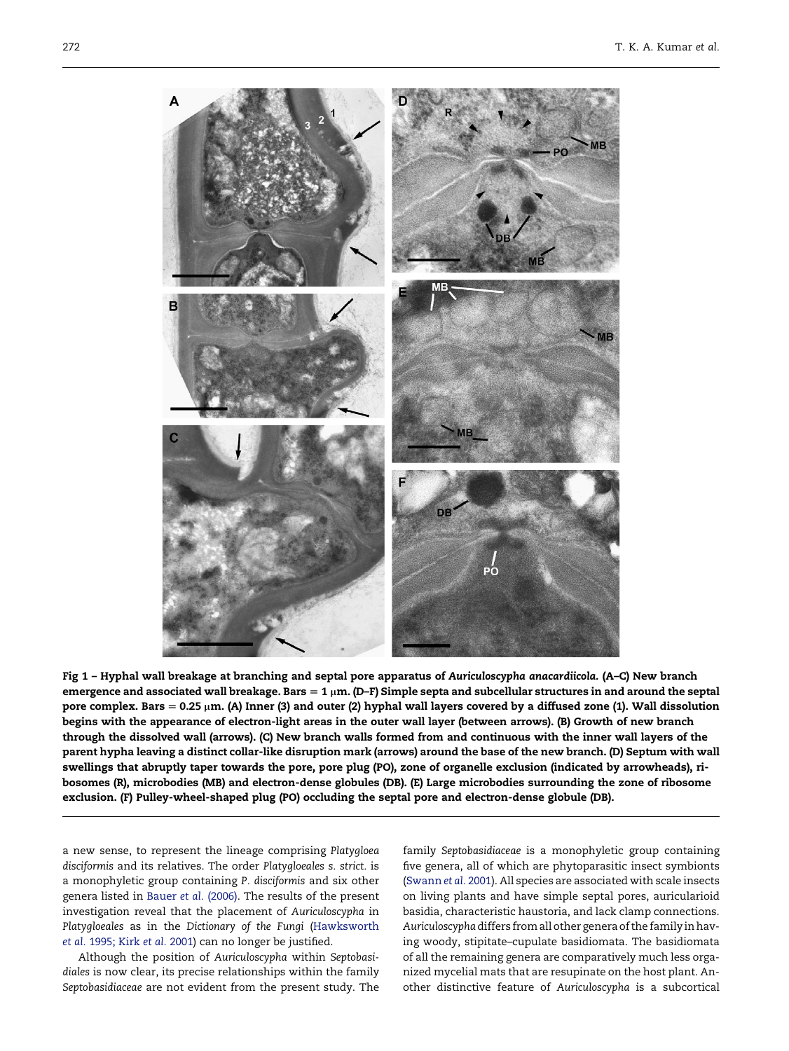**Fig 1 – Hyphal wall breakage at branching and septal pore apparatus of *Auriculoscypha anacardiicola*. (A–C) New branch emergence and associated wall breakage. Bars = 1 μm. (D–F) Simple septa and subcellular structures in and around the septal pore complex. Bars = 0.25 μm. (A) Inner (3) and outer (2) hyphal wall layers covered by a diffused zone (1). Wall dissolution begins with the appearance of electron-light areas in the outer wall layer (between arrows). (B) Growth of new branch through the dissolved wall (arrows). (C) New branch walls formed from and continuous with the inner wall layers of the parent hypha leaving a distinct collar-like disruption mark (arrows) around the base of the new branch. (D) Septum with wall swellings that abruptly taper towards the pore, pore plug (PO), zone of organelle exclusion (indicated by arrowheads), ribosomes (R), microbodies (MB) and electron-dense globules (DB). (E) Large microbodies surrounding the zone of ribosome exclusion. (F) Pulley-wheel-shaped plug (PO) occluding the septal pore and electron-dense globule (DB).**

a new sense, to represent the lineage comprising *Platygloea disciformis* and its relatives. The order *Platygloeales s. strict.* is a monophyletic group containing *P. disciformis* and six other genera listed in Bauer *et al.* (2006). The results of the present investigation reveal that the placement of *Auriculoscypha* in *Platygloeales* as in the *Dictionary of the Fungi* (Hawksworth *et al.* 1995; Kirk *et al.* 2001) can no longer be justified.

Although the position of *Auriculoscypha* within *Septobasidiales* is now clear, its precise relationships within the family *Septobasidiaceae* are not evident from the present study. The family *Septobasidiaceae* is a monophyletic group containing five genera, all of which are phytoparasitic insect symbionts (Swann *et al.* 2001). All species are associated with scale insects on living plants and have simple septal pores, auricularioid basidia, characteristic haustoria, and lack clamp connections. *Auriculoscypha* differs from all other genera of the family in having woody, stipitate–cupulate basidiomata. The basidiomata of all the remaining genera are comparatively much less organized mycelial mats that are resupinate on the host plant. Another distinctive feature of *Auriculoscypha* is a subcortical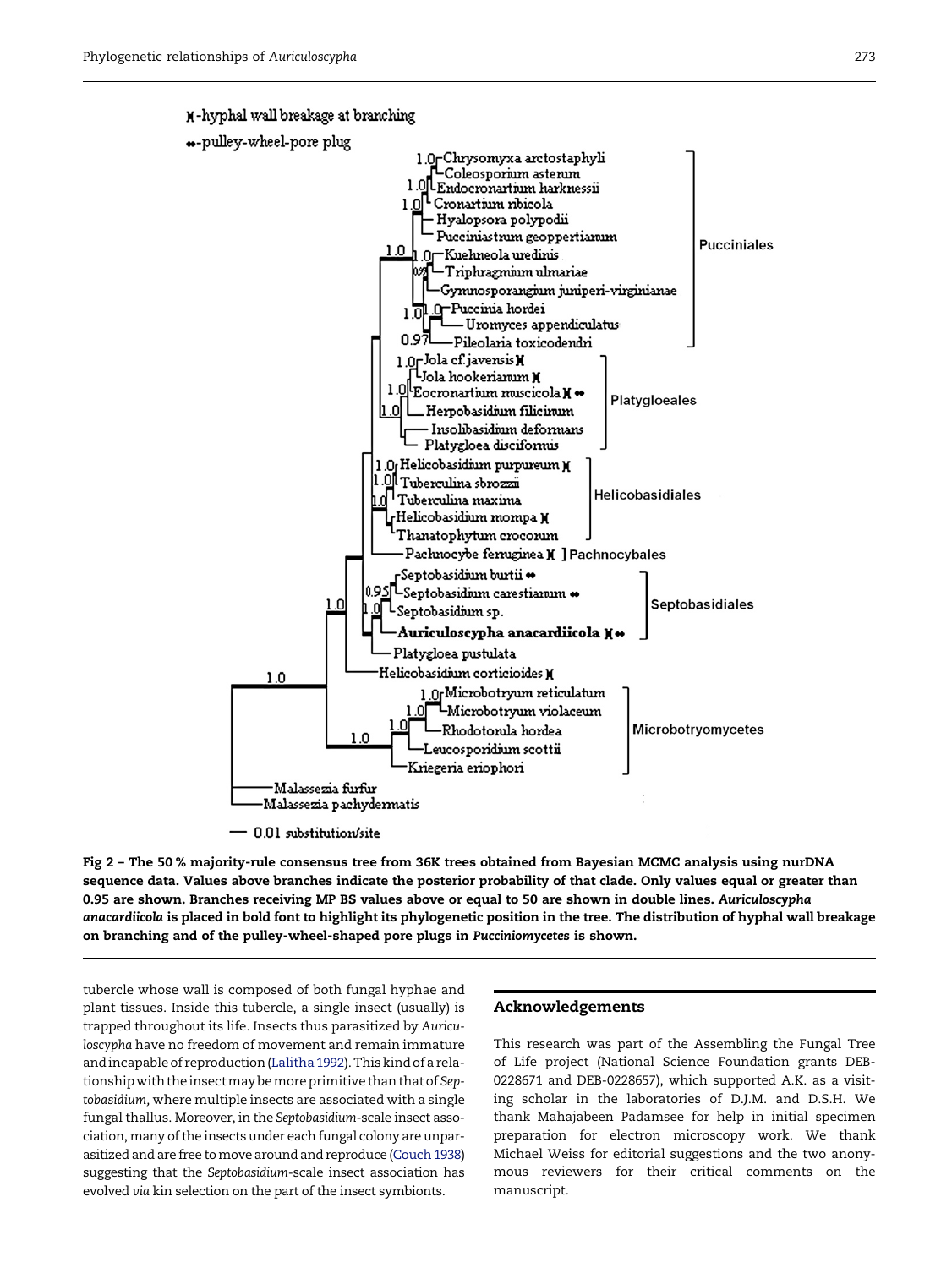Fig 2 – The 50 % majority-rule consensus tree from 36K trees obtained from Bayesian MCMC analysis using nurDNA sequence data. Values above branches indicate the posterior probability of that clade. Only values equal or greater than 0.95 are shown. Branches receiving MP BS values above or equal to 50 are shown in double lines. *Auriculoscypha anacardiicola* is placed in bold font to highlight its phylogenetic position in the tree. The distribution of hyphal wall breakage on branching and of the pulley-wheel-shaped pore plugs in *Pucciniomycetes* is shown.

tubercle whose wall is composed of both fungal hyphae and plant tissues. Inside this tubercle, a single insect (usually) is trapped throughout its life. Insects thus parasitized by *Auriculoscypha* have no freedom of movement and remain immature and incapable of reproduction (Lalitha 1992). This kind of a relationship with the insect may be more primitive than that of *Septobasidium*, where multiple insects are associated with a single fungal thallus. Moreover, in the *Septobasidium*-scale insect association, many of the insects under each fungal colony are unparasitized and are free to move around and reproduce (Couch 1938) suggesting that the *Septobasidium*-scale insect association has evolved *via* kin selection on the part of the insect symbionts.

## Acknowledgements

This research was part of the Assembling the Fungal Tree of Life project (National Science Foundation grants DEB-0228671 and DEB-0228657), which supported A.K. as a visiting scholar in the laboratories of D.J.M. and D.S.H. We thank Mahajabeen Padamsee for help in initial specimen preparation for electron microscopy work. We thank Michael Weiss for editorial suggestions and the two anonymous reviewers for their critical comments on the manuscript.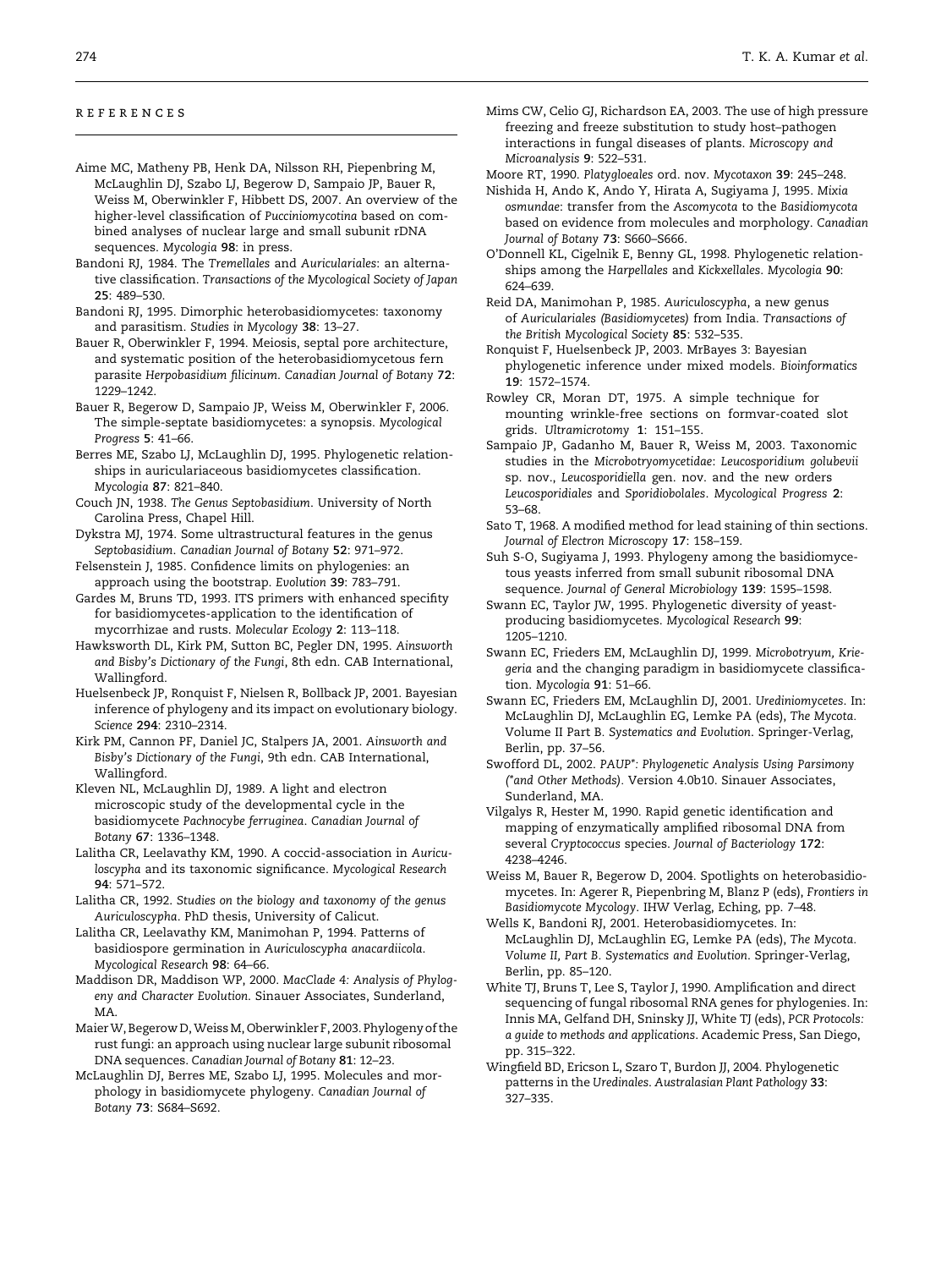## REFERENCES

Aime MC, Matheny PB, Henk DA, Nilsson RH, Piepenbring M, McLaughlin DJ, Szabo LJ, Begerow D, Sampaio JP, Bauer R, Weiss M, Oberwinkler F, Hibbett DS, 2007. An overview of the higher-level classification of *Pucciniomycotina* based on combined analyses of nuclear large and small subunit rDNA sequences. *Mycologia* **98**: in press.

Bandoni RJ, 1984. The *Tremellales* and *Auriculariales*: an alternative classification. *Transactions of the Mycological Society of Japan* **25**: 489–530.

Bandoni RJ, 1995. Dimorphic heterobasidiomycetes: taxonomy and parasitism. *Studies in Mycology* **38**: 13–27.

Bauer R, Oberwinkler F, 1994. Meiosis, septal pore architecture, and systematic position of the heterobasidiomycetous fern parasite *Herpobasidium filicinum*. *Canadian Journal of Botany* **72**: 1229–1242.

Bauer R, Begerow D, Sampaio JP, Weiss M, Oberwinkler F, 2006. The simple-septate basidiomycetes: a synopsis. *Mycological Progress* **5**: 41–66.

Berres ME, Szabo LJ, McLaughlin DJ, 1995. Phylogenetic relationships in auriculariaceous basidiomycetes classification. *Mycologia* **87**: 821–840.

Couch JN, 1938. *The Genus Septobasidium*. University of North Carolina Press, Chapel Hill.

Dykstra MJ, 1974. Some ultrastructural features in the genus *Septobasidium*. *Canadian Journal of Botany* **52**: 971–972.

Felsenstein J, 1985. Confidence limits on phylogenies: an approach using the bootstrap. *Evolution* **39**: 783–791.

Gardes M, Bruns TD, 1993. ITS primers with enhanced specifity for basidiomycetes-application to the identification of mycorrhizae and rusts. *Molecular Ecology* **2**: 113–118.

Hawksworth DL, Kirk PM, Sutton BC, Pegler DN, 1995. *Ainsworth and Bisby's Dictionary of the Fungi*, 8th edn. CAB International, Wallingford.

Huelsenbeck JP, Ronquist F, Nielsen R, Bollback JP, 2001. Bayesian inference of phylogeny and its impact on evolutionary biology. *Science* **294**: 2310–2314.

Kirk PM, Cannon PF, Daniel JC, Stalpers JA, 2001. *Ainsworth and Bisby's Dictionary of the Fungi*, 9th edn. CAB International, Wallingford.

Kleven NL, McLaughlin DJ, 1989. A light and electron microscopic study of the developmental cycle in the basidiomycete *Pachnocybe ferruginea*. *Canadian Journal of Botany* **67**: 1336–1348.

Lalitha CR, Leelavathy KM, 1990. A coccid-association in *Auriculoscypha* and its taxonomic significance. *Mycological Research* **94**: 571–572.

Lalitha CR, 1992. *Studies on the biology and taxonomy of the genus Auriculoscypha*. PhD thesis, University of Calicut.

Lalitha CR, Leelavathy KM, Manimohan P, 1994. Patterns of basidiospore germination in *Auriculoscypha anacardiicola*. *Mycological Research* **98**: 64–66.

Maddison DR, Maddison WP, 2000. *MacClade 4: Analysis of Phylogeny and Character Evolution*. Sinauer Associates, Sunderland, MA.

Maier W, Begerow D, Weiss M, Oberwinkler F, 2003. Phylogeny of the rust fungi: an approach using nuclear large subunit ribosomal DNA sequences. *Canadian Journal of Botany* **81**: 12–23.

McLaughlin DJ, Berres ME, Szabo LJ, 1995. Molecules and morphology in basidiomycete phylogeny. *Canadian Journal of Botany* **73**: S684–S692.

Mims CW, Celio GJ, Richardson EA, 2003. The use of high pressure freezing and freeze substitution to study host–pathogen interactions in fungal diseases of plants. *Microscopy and Microanalysis* **9**: 522–531.

Moore RT, 1990. *Platygloeales* ord. nov. *Mycotaxon* **39**: 245–248.

Nishida H, Ando K, Ando Y, Hirata A, Sugiyama J, 1995. *Mixia osmundae*: transfer from the *Ascomycota* to the *Basidiomycota* based on evidence from molecules and morphology. *Canadian Journal of Botany* **73**: S660–S666.

O'Donnell KL, Cigelnik E, Benny GL, 1998. Phylogenetic relationships among the *Harpellales* and *Kickxellales*. *Mycologia* **90**: 624–639.

Reid DA, Manimohan P, 1985. *Auriculoscypha*, a new genus of *Auriculariales (Basidiomycetes)* from India. *Transactions of the British Mycological Society* **85**: 532–535.

Ronquist F, Huelsenbeck JP, 2003. MrBayes 3: Bayesian phylogenetic inference under mixed models. *Bioinformatics* **19**: 1572–1574.

Rowley CR, Moran DT, 1975. A simple technique for mounting wrinkle-free sections on formvar-coated slot grids. *Ultramicrotomy* **1**: 151–155.

Sampaio JP, Gadanho M, Bauer R, Weiss M, 2003. Taxonomic studies in the *Microbotryomycetidae*: *Leucosporidium golubevii* sp. nov., *Leucosporidiella* gen. nov. and the new orders *Leucosporidiales* and *Sporidiobolales*. *Mycological Progress* **2**: 53–68.

Sato T, 1968. A modified method for lead staining of thin sections. *Journal of Electron Microscopy* **17**: 158–159.

Suh S-O, Sugiyama J, 1993. Phylogeny among the basidiomycetous yeasts inferred from small subunit ribosomal DNA sequence. *Journal of General Microbiology* **139**: 1595–1598.

Swann EC, Taylor JW, 1995. Phylogenetic diversity of yeast-producing basidiomycetes. *Mycological Research* **99**: 1205–1210.

Swann EC, Frieders EM, McLaughlin DJ, 1999. *Microbotryum, Kriegeria* and the changing paradigm in basidiomycete classification. *Mycologia* **91**: 51–66.

Swann EC, Frieders EM, McLaughlin DJ, 2001. *Urediniomycetes*. In: McLaughlin DJ, McLaughlin EG, Lemke PA (eds), *The Mycota*. Volume II Part B. *Systematics and Evolution*. Springer-Verlag, Berlin, pp. 37–56.

Swofford DL, 2002. *PAUP*\*: Phylogenetic Analysis Using Parsimony (\*and Other Methods)*. Version 4.0b10. Sinauer Associates, Sunderland, MA.

Vilgalys R, Hester M, 1990. Rapid genetic identification and mapping of enzymatically amplified ribosomal DNA from several *Cryptococcus* species. *Journal of Bacteriology* **172**: 4238–4246.

Weiss M, Bauer R, Begerow D, 2004. Spotlights on heterobasidiomycetes. In: Agerer R, Piepenbring M, Blanz P (eds), *Frontiers in Basidiomycote Mycology*. IHW Verlag, Eching, pp. 7–48.

Wells K, Bandoni RJ, 2001. Heterobasidiomycetes. In: McLaughlin DJ, McLaughlin EG, Lemke PA (eds), *The Mycota. Volume II, Part B. Systematics and Evolution*. Springer-Verlag, Berlin, pp. 85–120.

White TJ, Bruns T, Lee S, Taylor J, 1990. Amplification and direct sequencing of fungal ribosomal RNA genes for phylogenies. In: Innis MA, Gelfand DH, Sninsky JJ, White TJ (eds), *PCR Protocols: a guide to methods and applications*. Academic Press, San Diego, pp. 315–322.

Wingfield BD, Ericson L, Szaro T, Burdon JJ, 2004. Phylogenetic patterns in the *Uredinales*. *Australasian Plant Pathology* **33**: 327–335.